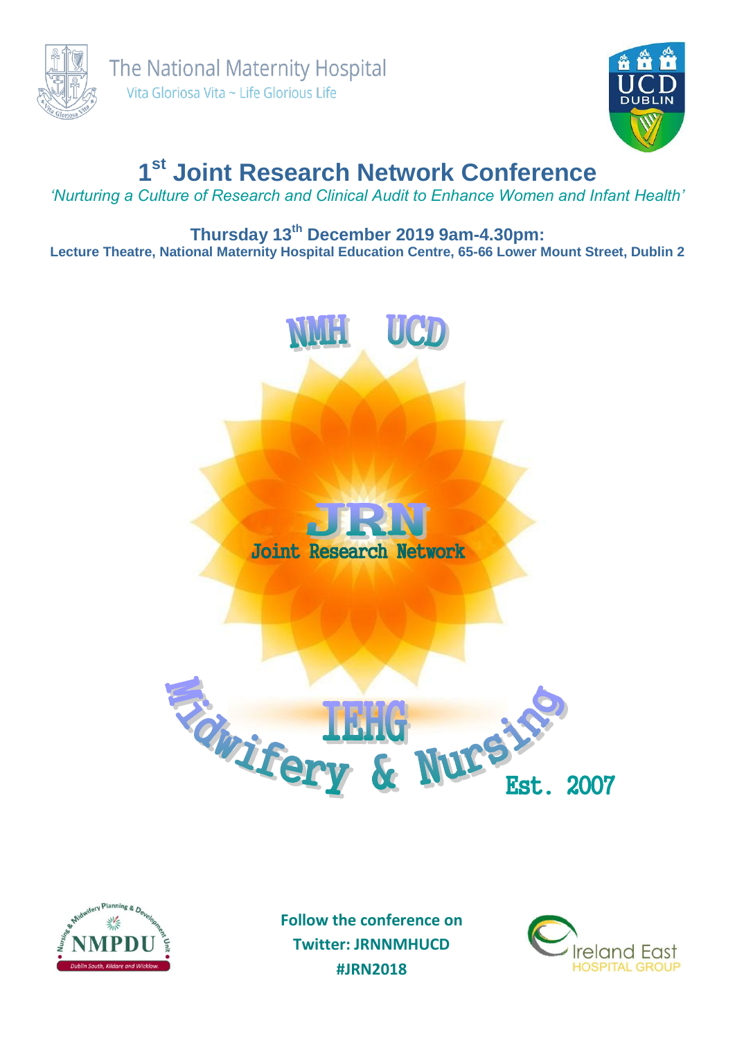The National Maternity Hospital

Vita Gloriosa Vita ~ Life Glorious Life

# 1st Joint Research Network Conference

*'Nurturing a Culture of Research and Clinical Audit to Enhance Women and Infant Health'*

**Thursday 13th December 2019 9am-4.30pm:**

**Lecture Theatre, National Maternity Hospital Education Centre, 65-66 Lower Mount Street, Dublin 2**

NMH UCD

JRN

Joint Research Network

IEHG

Midwifery & Nursing

Est. 2007

**Follow the conference on**
**Twitter: JRNNMHUCD**
**#JRN2018**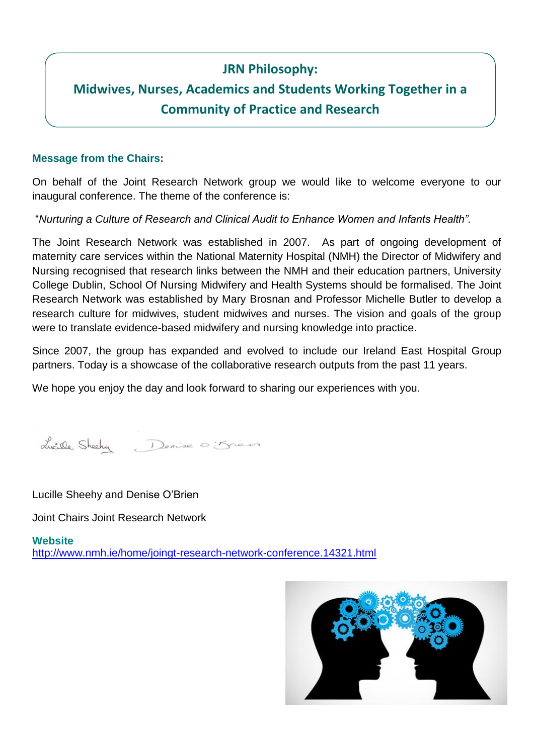## JRN Philosophy:
## Midwives, Nurses, Academics and Students Working Together in a Community of Practice and Research

**Message from the Chairs:**

On behalf of the Joint Research Network group we would like to welcome everyone to our inaugural conference. The theme of the conference is:

"*Nurturing a Culture of Research and Clinical Audit to Enhance Women and Infants Health".*

The Joint Research Network was established in 2007. As part of ongoing development of maternity care services within the National Maternity Hospital (NMH) the Director of Midwifery and Nursing recognised that research links between the NMH and their education partners, University College Dublin, School Of Nursing Midwifery and Health Systems should be formalised. The Joint Research Network was established by Mary Brosnan and Professor Michelle Butler to develop a research culture for midwives, student midwives and nurses. The vision and goals of the group were to translate evidence-based midwifery and nursing knowledge into practice.

Since 2007, the group has expanded and evolved to include our Ireland East Hospital Group partners. Today is a showcase of the collaborative research outputs from the past 11 years.

We hope you enjoy the day and look forward to sharing our experiences with you.

Lucille Sheehy Denise O'Brien

Lucille Sheehy and Denise O'Brien

Joint Chairs Joint Research Network

**Website**
http://www.nmh.ie/home/joingt-research-network-conference.14321.html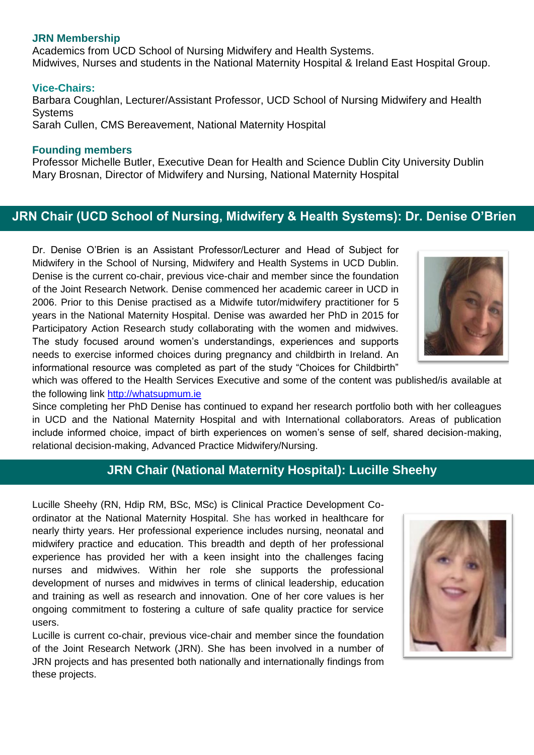### JRN Membership

Academics from UCD School of Nursing Midwifery and Health Systems.
Midwives, Nurses and students in the National Maternity Hospital & Ireland East Hospital Group.

### Vice-Chairs:

Barbara Coughlan, Lecturer/Assistant Professor, UCD School of Nursing Midwifery and Health Systems
Sarah Cullen, CMS Bereavement, National Maternity Hospital

### Founding members

Professor Michelle Butler, Executive Dean for Health and Science Dublin City University Dublin
Mary Brosnan, Director of Midwifery and Nursing, National Maternity Hospital

## JRN Chair (UCD School of Nursing, Midwifery & Health Systems): Dr. Denise O'Brien

Dr. Denise O'Brien is an Assistant Professor/Lecturer and Head of Subject for Midwifery in the School of Nursing, Midwifery and Health Systems in UCD Dublin. Denise is the current co-chair, previous vice-chair and member since the foundation of the Joint Research Network. Denise commenced her academic career in UCD in 2006. Prior to this Denise practised as a Midwife tutor/midwifery practitioner for 5 years in the National Maternity Hospital. Denise was awarded her PhD in 2015 for Participatory Action Research study collaborating with the women and midwives. The study focused around women's understandings, experiences and supports needs to exercise informed choices during pregnancy and childbirth in Ireland. An informational resource was completed as part of the study "Choices for Childbirth" which was offered to the Health Services Executive and some of the content was published/is available at the following link http://whatsupmum.ie

Since completing her PhD Denise has continued to expand her research portfolio both with her colleagues in UCD and the National Maternity Hospital and with International collaborators. Areas of publication include informed choice, impact of birth experiences on women's sense of self, shared decision-making, relational decision-making, Advanced Practice Midwifery/Nursing.

## JRN Chair (National Maternity Hospital): Lucille Sheehy

Lucille Sheehy (RN, Hdip RM, BSc, MSc) is Clinical Practice Development Co-ordinator at the National Maternity Hospital. She has worked in healthcare for nearly thirty years. Her professional experience includes nursing, neonatal and midwifery practice and education. This breadth and depth of her professional experience has provided her with a keen insight into the challenges facing nurses and midwives. Within her role she supports the professional development of nurses and midwives in terms of clinical leadership, education and training as well as research and innovation. One of her core values is her ongoing commitment to fostering a culture of safe quality practice for service users.

Lucille is current co-chair, previous vice-chair and member since the foundation of the Joint Research Network (JRN). She has been involved in a number of JRN projects and has presented both nationally and internationally findings from these projects.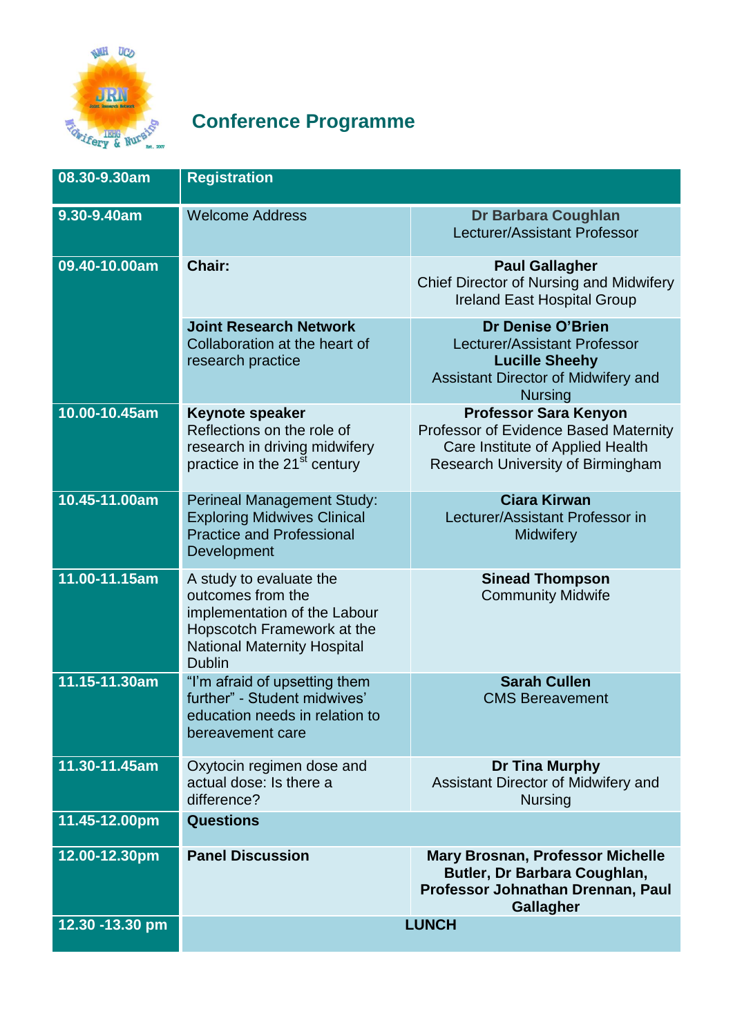## Conference Programme

| 08.30-9.30am | **Registration** | |
|---|---|---|
| 9.30-9.40am | Welcome Address | **Dr Barbara Coughlan** Lecturer/Assistant Professor |
| 09.40-10.00am | **Chair:** | **Paul Gallagher** Chief Director of Nursing and Midwifery Ireland East Hospital Group |
| | **Joint Research Network** Collaboration at the heart of research practice | **Dr Denise O'Brien** Lecturer/Assistant Professor **Lucille Sheehy** Assistant Director of Midwifery and Nursing |
| 10.00-10.45am | **Keynote speaker** Reflections on the role of research in driving midwifery practice in the 21st century | **Professor Sara Kenyon** Professor of Evidence Based Maternity Care Institute of Applied Health Research University of Birmingham |
| 10.45-11.00am | Perineal Management Study: Exploring Midwives Clinical Practice and Professional Development | **Ciara Kirwan** Lecturer/Assistant Professor in Midwifery |
| 11.00-11.15am | A study to evaluate the outcomes from the implementation of the Labour Hopscotch Framework at the National Maternity Hospital Dublin | **Sinead Thompson** Community Midwife |
| 11.15-11.30am | "I'm afraid of upsetting them further" - Student midwives' education needs in relation to bereavement care | **Sarah Cullen** CMS Bereavement |
| 11.30-11.45am | Oxytocin regimen dose and actual dose: Is there a difference? | **Dr Tina Murphy** Assistant Director of Midwifery and Nursing |
| 11.45-12.00pm | **Questions** | |
| 12.00-12.30pm | **Panel Discussion** | **Mary Brosnan, Professor Michelle Butler, Dr Barbara Coughlan, Professor Johnathan Drennan, Paul Gallagher** |
| 12.30 -13.30 pm | **LUNCH** | |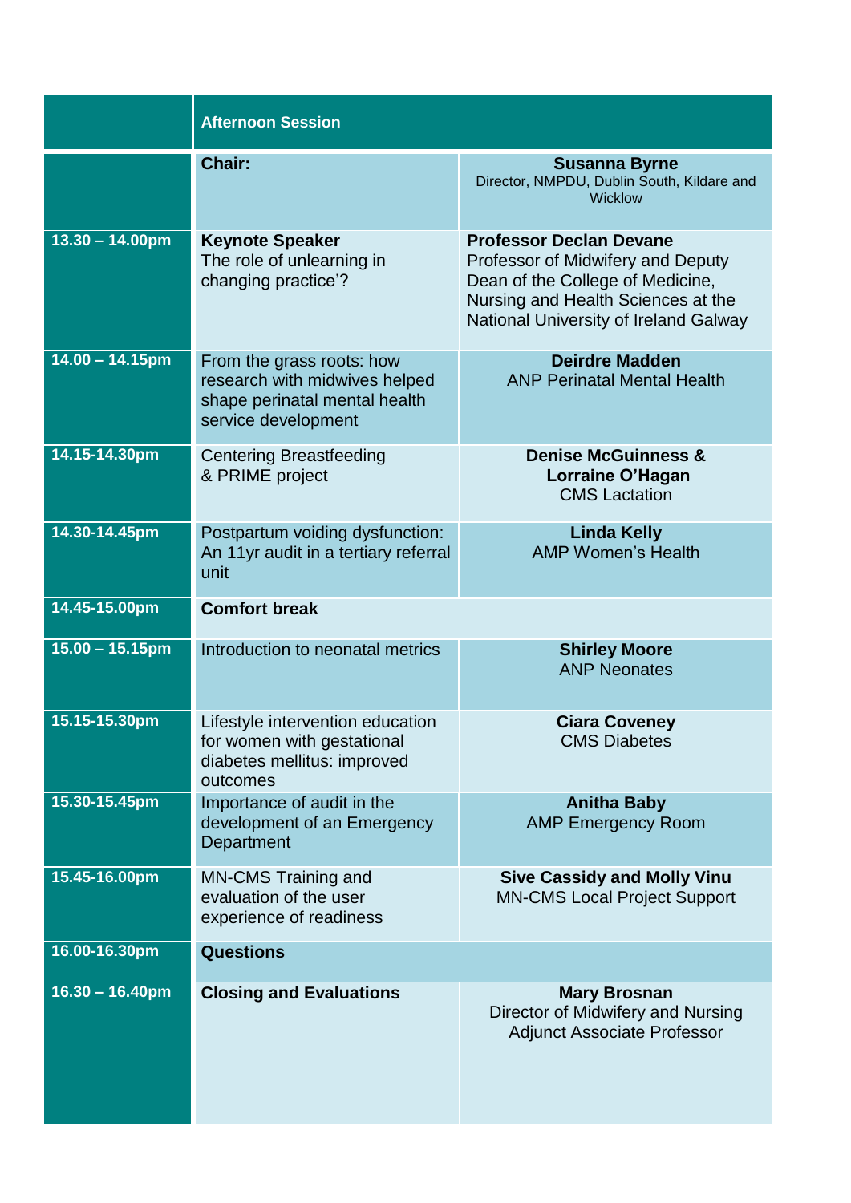| | **Afternoon Session** | |
|---|---|---|
| | **Chair:** | **Susanna Byrne** Director, NMPDU, Dublin South, Kildare and Wicklow |
| **13.30 – 14.00pm** | **Keynote Speaker** The role of unlearning in changing practice'? | **Professor Declan Devane** Professor of Midwifery and Deputy Dean of the College of Medicine, Nursing and Health Sciences at the National University of Ireland Galway |
| **14.00 – 14.15pm** | From the grass roots: how research with midwives helped shape perinatal mental health service development | **Deirdre Madden** ANP Perinatal Mental Health |
| **14.15-14.30pm** | Centering Breastfeeding & PRIME project | **Denise McGuinness & Lorraine O'Hagan** CMS Lactation |
| **14.30-14.45pm** | Postpartum voiding dysfunction: An 11yr audit in a tertiary referral unit | **Linda Kelly** AMP Women's Health |
| **14.45-15.00pm** | **Comfort break** | |
| **15.00 – 15.15pm** | Introduction to neonatal metrics | **Shirley Moore** ANP Neonates |
| **15.15-15.30pm** | Lifestyle intervention education for women with gestational diabetes mellitus: improved outcomes | **Ciara Coveney** CMS Diabetes |
| **15.30-15.45pm** | Importance of audit in the development of an Emergency Department | **Anitha Baby** AMP Emergency Room |
| **15.45-16.00pm** | MN-CMS Training and evaluation of the user experience of readiness | **Sive Cassidy and Molly Vinu** MN-CMS Local Project Support |
| **16.00-16.30pm** | **Questions** | |
| **16.30 – 16.40pm** | **Closing and Evaluations** | **Mary Brosnan** Director of Midwifery and Nursing Adjunct Associate Professor |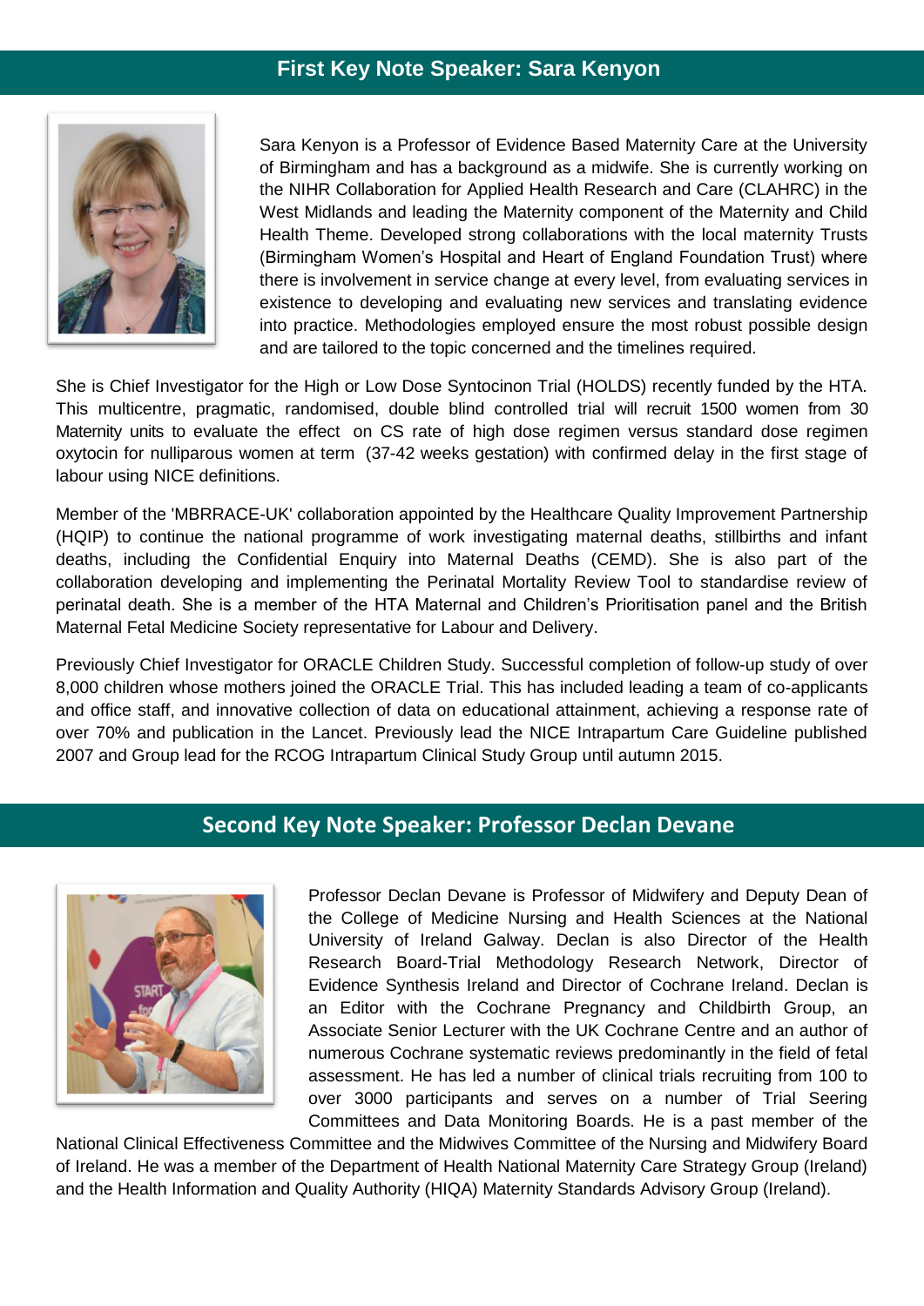## First Key Note Speaker: Sara Kenyon

Sara Kenyon is a Professor of Evidence Based Maternity Care at the University of Birmingham and has a background as a midwife. She is currently working on the NIHR Collaboration for Applied Health Research and Care (CLAHRC) in the West Midlands and leading the Maternity component of the Maternity and Child Health Theme. Developed strong collaborations with the local maternity Trusts (Birmingham Women's Hospital and Heart of England Foundation Trust) where there is involvement in service change at every level, from evaluating services in existence to developing and evaluating new services and translating evidence into practice. Methodologies employed ensure the most robust possible design and are tailored to the topic concerned and the timelines required.

She is Chief Investigator for the High or Low Dose Syntocinon Trial (HOLDS) recently funded by the HTA. This multicentre, pragmatic, randomised, double blind controlled trial will recruit 1500 women from 30 Maternity units to evaluate the effect on CS rate of high dose regimen versus standard dose regimen oxytocin for nulliparous women at term (37-42 weeks gestation) with confirmed delay in the first stage of labour using NICE definitions.

Member of the 'MBRRACE-UK' collaboration appointed by the Healthcare Quality Improvement Partnership (HQIP) to continue the national programme of work investigating maternal deaths, stillbirths and infant deaths, including the Confidential Enquiry into Maternal Deaths (CEMD). She is also part of the collaboration developing and implementing the Perinatal Mortality Review Tool to standardise review of perinatal death. She is a member of the HTA Maternal and Children's Prioritisation panel and the British Maternal Fetal Medicine Society representative for Labour and Delivery.

Previously Chief Investigator for ORACLE Children Study. Successful completion of follow-up study of over 8,000 children whose mothers joined the ORACLE Trial. This has included leading a team of co-applicants and office staff, and innovative collection of data on educational attainment, achieving a response rate of over 70% and publication in the Lancet. Previously lead the NICE Intrapartum Care Guideline published 2007 and Group lead for the RCOG Intrapartum Clinical Study Group until autumn 2015.

## Second Key Note Speaker: Professor Declan Devane

Professor Declan Devane is Professor of Midwifery and Deputy Dean of the College of Medicine Nursing and Health Sciences at the National University of Ireland Galway. Declan is also Director of the Health Research Board-Trial Methodology Research Network, Director of Evidence Synthesis Ireland and Director of Cochrane Ireland. Declan is an Editor with the Cochrane Pregnancy and Childbirth Group, an Associate Senior Lecturer with the UK Cochrane Centre and an author of numerous Cochrane systematic reviews predominantly in the field of fetal assessment. He has led a number of clinical trials recruiting from 100 to over 3000 participants and serves on a number of Trial Seering Committees and Data Monitoring Boards. He is a past member of the National Clinical Effectiveness Committee and the Midwives Committee of the Nursing and Midwifery Board of Ireland. He was a member of the Department of Health National Maternity Care Strategy Group (Ireland) and the Health Information and Quality Authority (HIQA) Maternity Standards Advisory Group (Ireland).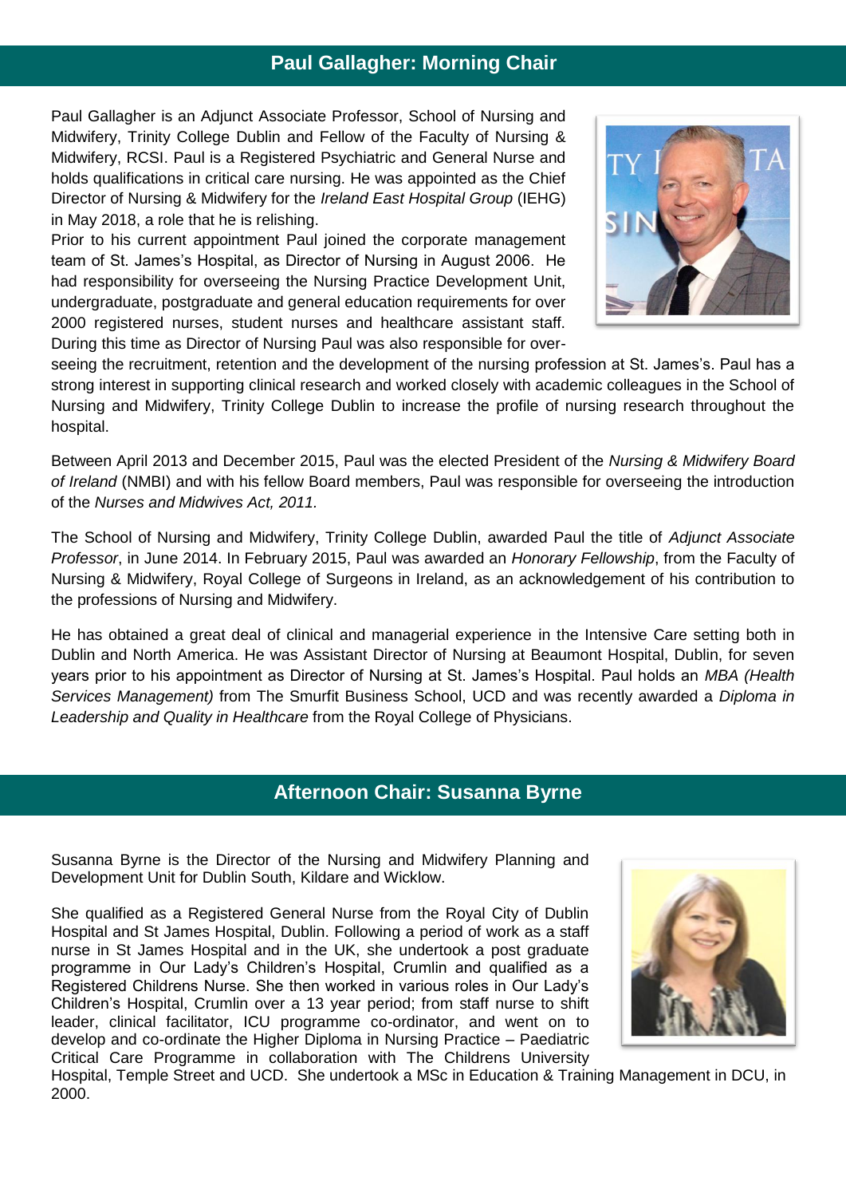## Paul Gallagher: Morning Chair

Paul Gallagher is an Adjunct Associate Professor, School of Nursing and Midwifery, Trinity College Dublin and Fellow of the Faculty of Nursing & Midwifery, RCSI. Paul is a Registered Psychiatric and General Nurse and holds qualifications in critical care nursing. He was appointed as the Chief Director of Nursing & Midwifery for the *Ireland East Hospital Group* (IEHG) in May 2018, a role that he is relishing.

Prior to his current appointment Paul joined the corporate management team of St. James's Hospital, as Director of Nursing in August 2006. He had responsibility for overseeing the Nursing Practice Development Unit, undergraduate, postgraduate and general education requirements for over 2000 registered nurses, student nurses and healthcare assistant staff. During this time as Director of Nursing Paul was also responsible for overseeing the recruitment, retention and the development of the nursing profession at St. James's. Paul has a strong interest in supporting clinical research and worked closely with academic colleagues in the School of Nursing and Midwifery, Trinity College Dublin to increase the profile of nursing research throughout the hospital.

Between April 2013 and December 2015, Paul was the elected President of the *Nursing & Midwifery Board of Ireland* (NMBI) and with his fellow Board members, Paul was responsible for overseeing the introduction of the *Nurses and Midwives Act, 2011.*

The School of Nursing and Midwifery, Trinity College Dublin, awarded Paul the title of *Adjunct Associate Professor*, in June 2014. In February 2015, Paul was awarded an *Honorary Fellowship*, from the Faculty of Nursing & Midwifery, Royal College of Surgeons in Ireland, as an acknowledgement of his contribution to the professions of Nursing and Midwifery.

He has obtained a great deal of clinical and managerial experience in the Intensive Care setting both in Dublin and North America. He was Assistant Director of Nursing at Beaumont Hospital, Dublin, for seven years prior to his appointment as Director of Nursing at St. James's Hospital. Paul holds an *MBA (Health Services Management)* from The Smurfit Business School, UCD and was recently awarded a *Diploma in Leadership and Quality in Healthcare* from the Royal College of Physicians.

## Afternoon Chair: Susanna Byrne

Susanna Byrne is the Director of the Nursing and Midwifery Planning and Development Unit for Dublin South, Kildare and Wicklow.

She qualified as a Registered General Nurse from the Royal City of Dublin Hospital and St James Hospital, Dublin. Following a period of work as a staff nurse in St James Hospital and in the UK, she undertook a post graduate programme in Our Lady's Children's Hospital, Crumlin and qualified as a Registered Childrens Nurse. She then worked in various roles in Our Lady's Children's Hospital, Crumlin over a 13 year period; from staff nurse to shift leader, clinical facilitator, ICU programme co-ordinator, and went on to develop and co-ordinate the Higher Diploma in Nursing Practice – Paediatric Critical Care Programme in collaboration with The Childrens University Hospital, Temple Street and UCD. She undertook a MSc in Education & Training Management in DCU, in 2000.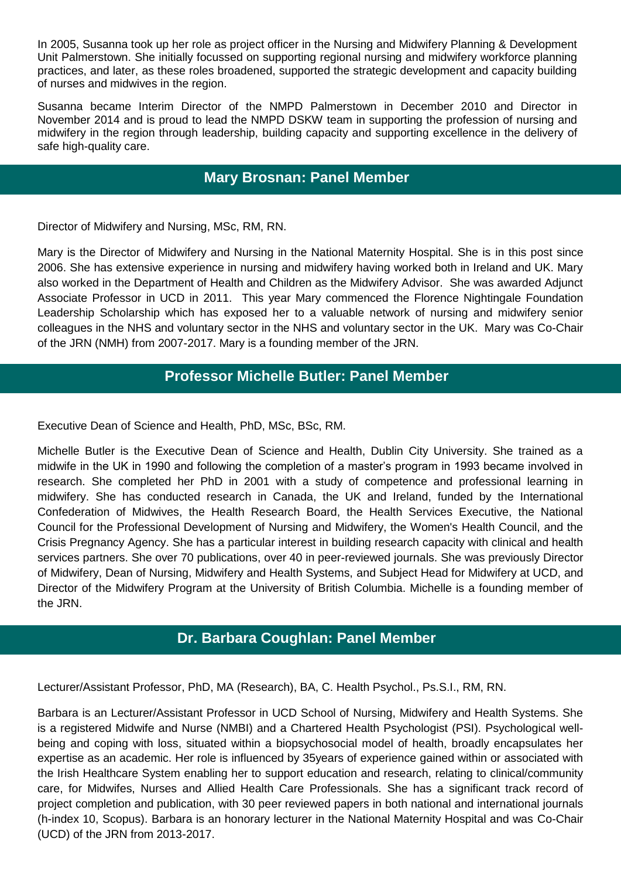In 2005, Susanna took up her role as project officer in the Nursing and Midwifery Planning & Development Unit Palmerstown. She initially focussed on supporting regional nursing and midwifery workforce planning practices, and later, as these roles broadened, supported the strategic development and capacity building of nurses and midwives in the region.

Susanna became Interim Director of the NMPD Palmerstown in December 2010 and Director in November 2014 and is proud to lead the NMPD DSKW team in supporting the profession of nursing and midwifery in the region through leadership, building capacity and supporting excellence in the delivery of safe high-quality care.

## Mary Brosnan: Panel Member

Director of Midwifery and Nursing, MSc, RM, RN.

Mary is the Director of Midwifery and Nursing in the National Maternity Hospital. She is in this post since 2006. She has extensive experience in nursing and midwifery having worked both in Ireland and UK. Mary also worked in the Department of Health and Children as the Midwifery Advisor. She was awarded Adjunct Associate Professor in UCD in 2011. This year Mary commenced the Florence Nightingale Foundation Leadership Scholarship which has exposed her to a valuable network of nursing and midwifery senior colleagues in the NHS and voluntary sector in the NHS and voluntary sector in the UK. Mary was Co-Chair of the JRN (NMH) from 2007-2017. Mary is a founding member of the JRN.

## Professor Michelle Butler: Panel Member

Executive Dean of Science and Health, PhD, MSc, BSc, RM.

Michelle Butler is the Executive Dean of Science and Health, Dublin City University. She trained as a midwife in the UK in 1990 and following the completion of a master's program in 1993 became involved in research. She completed her PhD in 2001 with a study of competence and professional learning in midwifery. She has conducted research in Canada, the UK and Ireland, funded by the International Confederation of Midwives, the Health Research Board, the Health Services Executive, the National Council for the Professional Development of Nursing and Midwifery, the Women's Health Council, and the Crisis Pregnancy Agency. She has a particular interest in building research capacity with clinical and health services partners. She over 70 publications, over 40 in peer-reviewed journals. She was previously Director of Midwifery, Dean of Nursing, Midwifery and Health Systems, and Subject Head for Midwifery at UCD, and Director of the Midwifery Program at the University of British Columbia. Michelle is a founding member of the JRN.

## Dr. Barbara Coughlan: Panel Member

Lecturer/Assistant Professor, PhD, MA (Research), BA, C. Health Psychol., Ps.S.I., RM, RN.

Barbara is an Lecturer/Assistant Professor in UCD School of Nursing, Midwifery and Health Systems. She is a registered Midwife and Nurse (NMBI) and a Chartered Health Psychologist (PSI). Psychological well-being and coping with loss, situated within a biopsychosocial model of health, broadly encapsulates her expertise as an academic. Her role is influenced by 35years of experience gained within or associated with the Irish Healthcare System enabling her to support education and research, relating to clinical/community care, for Midwifes, Nurses and Allied Health Care Professionals. She has a significant track record of project completion and publication, with 30 peer reviewed papers in both national and international journals (h-index 10, Scopus). Barbara is an honorary lecturer in the National Maternity Hospital and was Co-Chair (UCD) of the JRN from 2013-2017.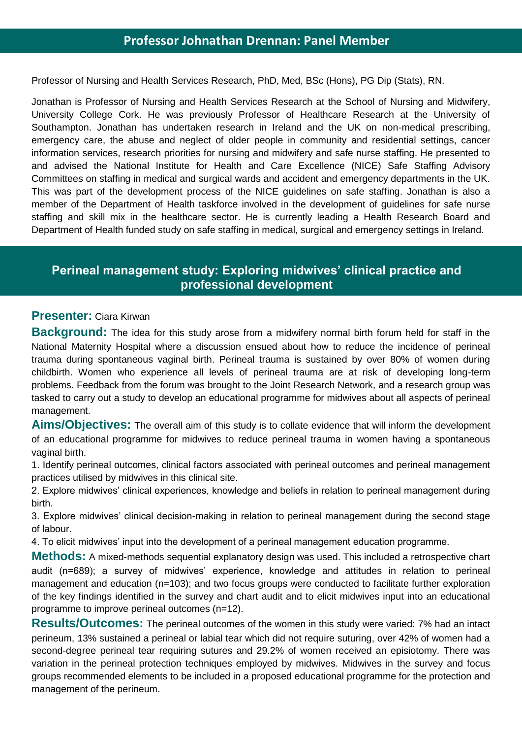## Professor Johnathan Drennan: Panel Member

Professor of Nursing and Health Services Research, PhD, Med, BSc (Hons), PG Dip (Stats), RN.

Jonathan is Professor of Nursing and Health Services Research at the School of Nursing and Midwifery, University College Cork. He was previously Professor of Healthcare Research at the University of Southampton. Jonathan has undertaken research in Ireland and the UK on non-medical prescribing, emergency care, the abuse and neglect of older people in community and residential settings, cancer information services, research priorities for nursing and midwifery and safe nurse staffing. He presented to and advised the National Institute for Health and Care Excellence (NICE) Safe Staffing Advisory Committees on staffing in medical and surgical wards and accident and emergency departments in the UK. This was part of the development process of the NICE guidelines on safe staffing. Jonathan is also a member of the Department of Health taskforce involved in the development of guidelines for safe nurse staffing and skill mix in the healthcare sector. He is currently leading a Health Research Board and Department of Health funded study on safe staffing in medical, surgical and emergency settings in Ireland.

## Perineal management study: Exploring midwives' clinical practice and professional development

**Presenter:** Ciara Kirwan

**Background:** The idea for this study arose from a midwifery normal birth forum held for staff in the National Maternity Hospital where a discussion ensued about how to reduce the incidence of perineal trauma during spontaneous vaginal birth. Perineal trauma is sustained by over 80% of women during childbirth. Women who experience all levels of perineal trauma are at risk of developing long-term problems. Feedback from the forum was brought to the Joint Research Network, and a research group was tasked to carry out a study to develop an educational programme for midwives about all aspects of perineal management.

**Aims/Objectives:** The overall aim of this study is to collate evidence that will inform the development of an educational programme for midwives to reduce perineal trauma in women having a spontaneous vaginal birth.

1. Identify perineal outcomes, clinical factors associated with perineal outcomes and perineal management practices utilised by midwives in this clinical site.
2. Explore midwives' clinical experiences, knowledge and beliefs in relation to perineal management during birth.
3. Explore midwives' clinical decision-making in relation to perineal management during the second stage of labour.
4. To elicit midwives' input into the development of a perineal management education programme.

**Methods:** A mixed-methods sequential explanatory design was used. This included a retrospective chart audit (n=689); a survey of midwives' experience, knowledge and attitudes in relation to perineal management and education (n=103); and two focus groups were conducted to facilitate further exploration of the key findings identified in the survey and chart audit and to elicit midwives input into an educational programme to improve perineal outcomes (n=12).

**Results/Outcomes:** The perineal outcomes of the women in this study were varied: 7% had an intact perineum, 13% sustained a perineal or labial tear which did not require suturing, over 42% of women had a second-degree perineal tear requiring sutures and 29.2% of women received an episiotomy. There was variation in the perineal protection techniques employed by midwives. Midwives in the survey and focus groups recommended elements to be included in a proposed educational programme for the protection and management of the perineum.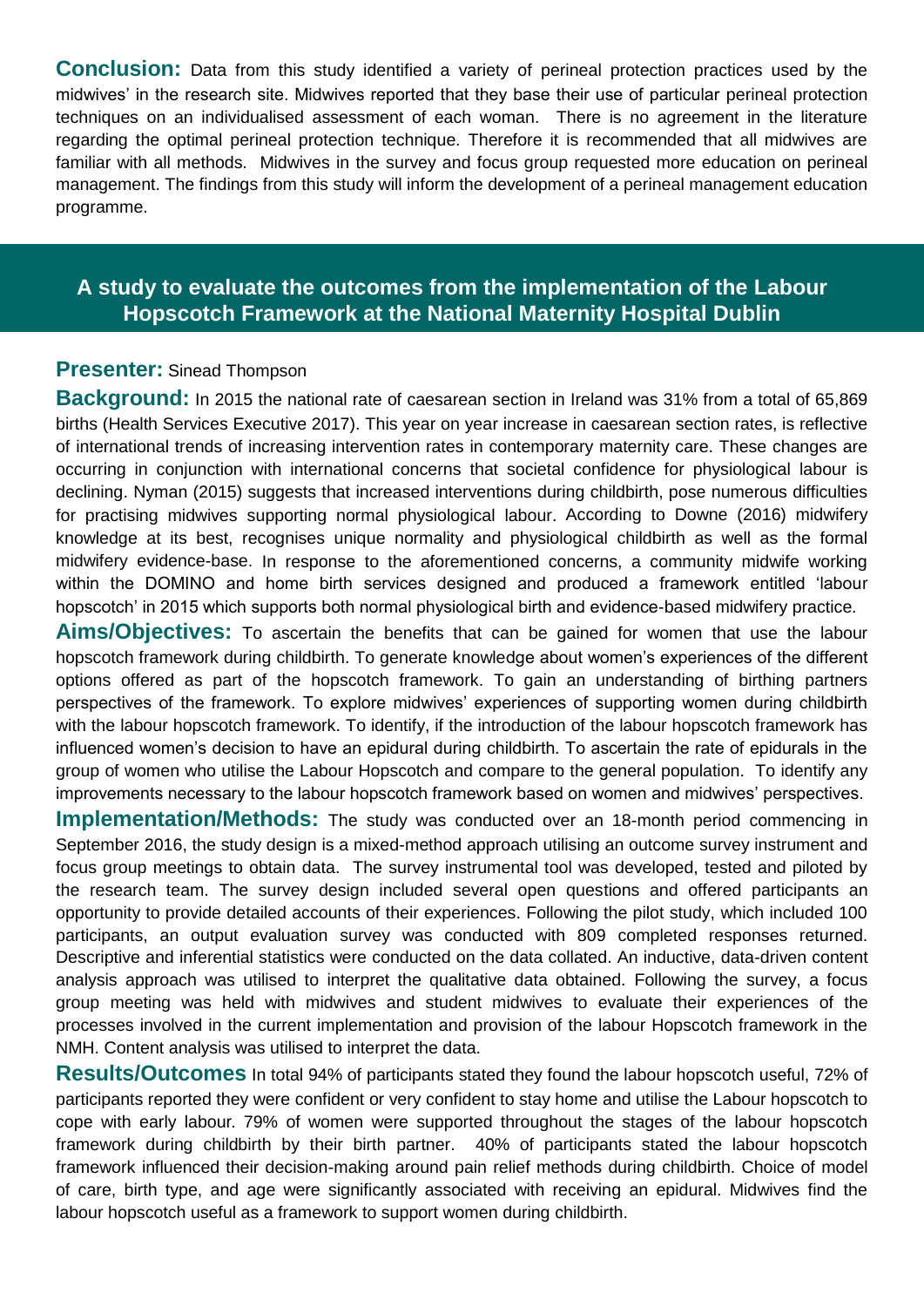**Conclusion:** Data from this study identified a variety of perineal protection practices used by the midwives' in the research site. Midwives reported that they base their use of particular perineal protection techniques on an individualised assessment of each woman. There is no agreement in the literature regarding the optimal perineal protection technique. Therefore it is recommended that all midwives are familiar with all methods. Midwives in the survey and focus group requested more education on perineal management. The findings from this study will inform the development of a perineal management education programme.

## A study to evaluate the outcomes from the implementation of the Labour Hopscotch Framework at the National Maternity Hospital Dublin

**Presenter:** Sinead Thompson

**Background:** In 2015 the national rate of caesarean section in Ireland was 31% from a total of 65,869 births (Health Services Executive 2017). This year on year increase in caesarean section rates, is reflective of international trends of increasing intervention rates in contemporary maternity care. These changes are occurring in conjunction with international concerns that societal confidence for physiological labour is declining. Nyman (2015) suggests that increased interventions during childbirth, pose numerous difficulties for practising midwives supporting normal physiological labour. According to Downe (2016) midwifery knowledge at its best, recognises unique normality and physiological childbirth as well as the formal midwifery evidence-base. In response to the aforementioned concerns, a community midwife working within the DOMINO and home birth services designed and produced a framework entitled 'labour hopscotch' in 2015 which supports both normal physiological birth and evidence-based midwifery practice.

**Aims/Objectives:** To ascertain the benefits that can be gained for women that use the labour hopscotch framework during childbirth. To generate knowledge about women's experiences of the different options offered as part of the hopscotch framework. To gain an understanding of birthing partners perspectives of the framework. To explore midwives' experiences of supporting women during childbirth with the labour hopscotch framework. To identify, if the introduction of the labour hopscotch framework has influenced women's decision to have an epidural during childbirth. To ascertain the rate of epidurals in the group of women who utilise the Labour Hopscotch and compare to the general population. To identify any improvements necessary to the labour hopscotch framework based on women and midwives' perspectives.

**Implementation/Methods:** The study was conducted over an 18-month period commencing in September 2016, the study design is a mixed-method approach utilising an outcome survey instrument and focus group meetings to obtain data. The survey instrumental tool was developed, tested and piloted by the research team. The survey design included several open questions and offered participants an opportunity to provide detailed accounts of their experiences. Following the pilot study, which included 100 participants, an output evaluation survey was conducted with 809 completed responses returned. Descriptive and inferential statistics were conducted on the data collated. An inductive, data-driven content analysis approach was utilised to interpret the qualitative data obtained. Following the survey, a focus group meeting was held with midwives and student midwives to evaluate their experiences of the processes involved in the current implementation and provision of the labour Hopscotch framework in the NMH. Content analysis was utilised to interpret the data.

**Results/Outcomes** In total 94% of participants stated they found the labour hopscotch useful, 72% of participants reported they were confident or very confident to stay home and utilise the Labour hopscotch to cope with early labour. 79% of women were supported throughout the stages of the labour hopscotch framework during childbirth by their birth partner. 40% of participants stated the labour hopscotch framework influenced their decision-making around pain relief methods during childbirth. Choice of model of care, birth type, and age were significantly associated with receiving an epidural. Midwives find the labour hopscotch useful as a framework to support women during childbirth.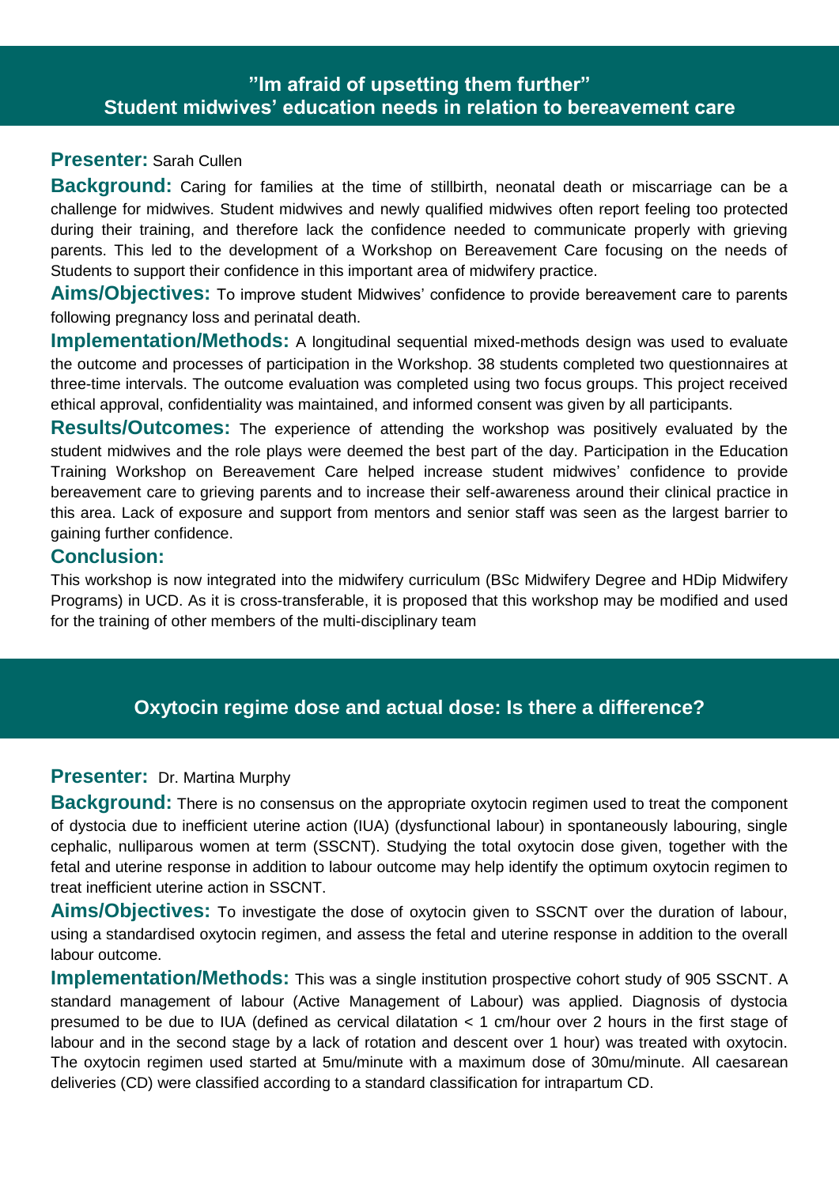## "Im afraid of upsetting them further" Student midwives' education needs in relation to bereavement care

**Presenter:** Sarah Cullen

**Background:** Caring for families at the time of stillbirth, neonatal death or miscarriage can be a challenge for midwives. Student midwives and newly qualified midwives often report feeling too protected during their training, and therefore lack the confidence needed to communicate properly with grieving parents. This led to the development of a Workshop on Bereavement Care focusing on the needs of Students to support their confidence in this important area of midwifery practice.

**Aims/Objectives:** To improve student Midwives' confidence to provide bereavement care to parents following pregnancy loss and perinatal death.

**Implementation/Methods:** A longitudinal sequential mixed-methods design was used to evaluate the outcome and processes of participation in the Workshop. 38 students completed two questionnaires at three-time intervals. The outcome evaluation was completed using two focus groups. This project received ethical approval, confidentiality was maintained, and informed consent was given by all participants.

**Results/Outcomes:** The experience of attending the workshop was positively evaluated by the student midwives and the role plays were deemed the best part of the day. Participation in the Education Training Workshop on Bereavement Care helped increase student midwives' confidence to provide bereavement care to grieving parents and to increase their self-awareness around their clinical practice in this area. Lack of exposure and support from mentors and senior staff was seen as the largest barrier to gaining further confidence.

**Conclusion:**

This workshop is now integrated into the midwifery curriculum (BSc Midwifery Degree and HDip Midwifery Programs) in UCD. As it is cross-transferable, it is proposed that this workshop may be modified and used for the training of other members of the multi-disciplinary team

## Oxytocin regime dose and actual dose: Is there a difference?

**Presenter:** Dr. Martina Murphy

**Background:** There is no consensus on the appropriate oxytocin regimen used to treat the component of dystocia due to inefficient uterine action (IUA) (dysfunctional labour) in spontaneously labouring, single cephalic, nulliparous women at term (SSCNT). Studying the total oxytocin dose given, together with the fetal and uterine response in addition to labour outcome may help identify the optimum oxytocin regimen to treat inefficient uterine action in SSCNT.

**Aims/Objectives:** To investigate the dose of oxytocin given to SSCNT over the duration of labour, using a standardised oxytocin regimen, and assess the fetal and uterine response in addition to the overall labour outcome.

**Implementation/Methods:** This was a single institution prospective cohort study of 905 SSCNT. A standard management of labour (Active Management of Labour) was applied. Diagnosis of dystocia presumed to be due to IUA (defined as cervical dilatation < 1 cm/hour over 2 hours in the first stage of labour and in the second stage by a lack of rotation and descent over 1 hour) was treated with oxytocin. The oxytocin regimen used started at 5mu/minute with a maximum dose of 30mu/minute. All caesarean deliveries (CD) were classified according to a standard classification for intrapartum CD.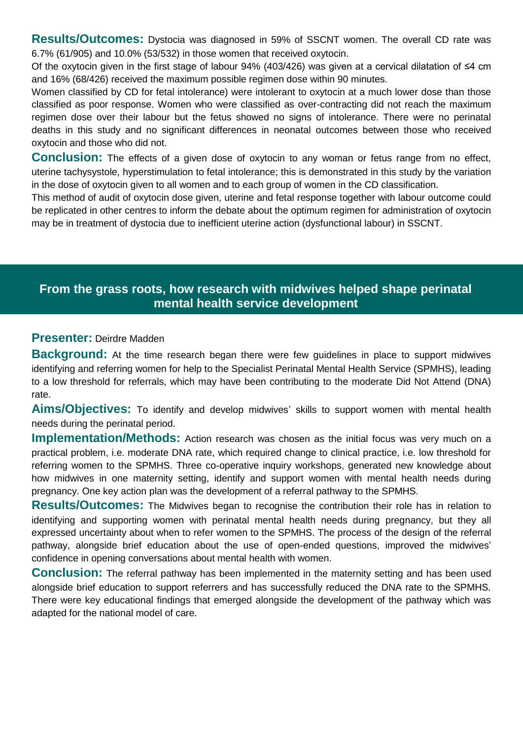**Results/Outcomes:** Dystocia was diagnosed in 59% of SSCNT women. The overall CD rate was 6.7% (61/905) and 10.0% (53/532) in those women that received oxytocin.

Of the oxytocin given in the first stage of labour 94% (403/426) was given at a cervical dilatation of ≤4 cm and 16% (68/426) received the maximum possible regimen dose within 90 minutes.

Women classified by CD for fetal intolerance) were intolerant to oxytocin at a much lower dose than those classified as poor response. Women who were classified as over-contracting did not reach the maximum regimen dose over their labour but the fetus showed no signs of intolerance. There were no perinatal deaths in this study and no significant differences in neonatal outcomes between those who received oxytocin and those who did not.

**Conclusion:** The effects of a given dose of oxytocin to any woman or fetus range from no effect, uterine tachysystole, hyperstimulation to fetal intolerance; this is demonstrated in this study by the variation in the dose of oxytocin given to all women and to each group of women in the CD classification.

This method of audit of oxytocin dose given, uterine and fetal response together with labour outcome could be replicated in other centres to inform the debate about the optimum regimen for administration of oxytocin may be in treatment of dystocia due to inefficient uterine action (dysfunctional labour) in SSCNT.

## From the grass roots, how research with midwives helped shape perinatal mental health service development

**Presenter:** Deirdre Madden

**Background:** At the time research began there were few guidelines in place to support midwives identifying and referring women for help to the Specialist Perinatal Mental Health Service (SPMHS), leading to a low threshold for referrals, which may have been contributing to the moderate Did Not Attend (DNA) rate.

**Aims/Objectives:** To identify and develop midwives' skills to support women with mental health needs during the perinatal period.

**Implementation/Methods:** Action research was chosen as the initial focus was very much on a practical problem, i.e. moderate DNA rate, which required change to clinical practice, i.e. low threshold for referring women to the SPMHS. Three co-operative inquiry workshops, generated new knowledge about how midwives in one maternity setting, identify and support women with mental health needs during pregnancy. One key action plan was the development of a referral pathway to the SPMHS.

**Results/Outcomes:** The Midwives began to recognise the contribution their role has in relation to identifying and supporting women with perinatal mental health needs during pregnancy, but they all expressed uncertainty about when to refer women to the SPMHS. The process of the design of the referral pathway, alongside brief education about the use of open-ended questions, improved the midwives' confidence in opening conversations about mental health with women.

**Conclusion:** The referral pathway has been implemented in the maternity setting and has been used alongside brief education to support referrers and has successfully reduced the DNA rate to the SPMHS. There were key educational findings that emerged alongside the development of the pathway which was adapted for the national model of care.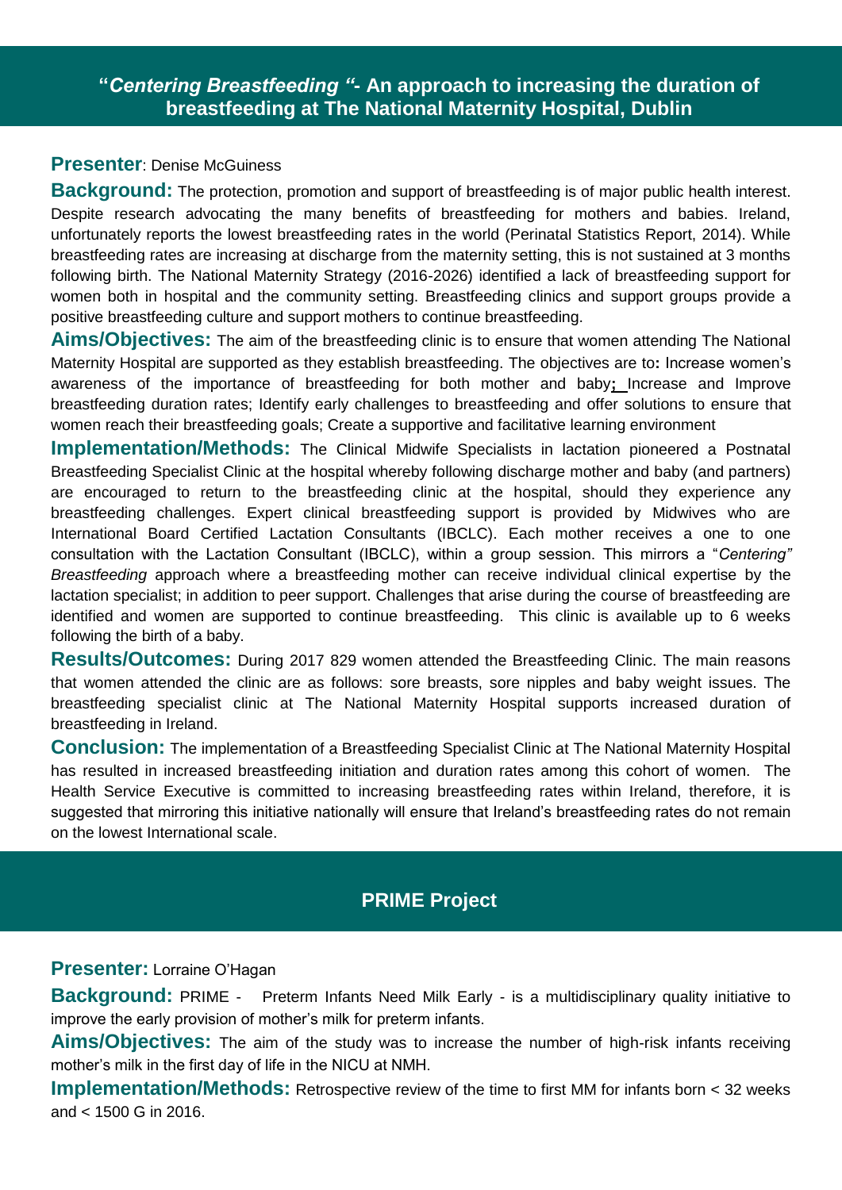## "*Centering Breastfeeding "*- An approach to increasing the duration of breastfeeding at The National Maternity Hospital, Dublin

**Presenter**: Denise McGuiness

**Background:** The protection, promotion and support of breastfeeding is of major public health interest. Despite research advocating the many benefits of breastfeeding for mothers and babies. Ireland, unfortunately reports the lowest breastfeeding rates in the world (Perinatal Statistics Report, 2014). While breastfeeding rates are increasing at discharge from the maternity setting, this is not sustained at 3 months following birth. The National Maternity Strategy (2016-2026) identified a lack of breastfeeding support for women both in hospital and the community setting. Breastfeeding clinics and support groups provide a positive breastfeeding culture and support mothers to continue breastfeeding.

**Aims/Objectives:** The aim of the breastfeeding clinic is to ensure that women attending The National Maternity Hospital are supported as they establish breastfeeding. The objectives are to**:** Increase women's awareness of the importance of breastfeeding for both mother and baby**;** Increase and Improve breastfeeding duration rates; Identify early challenges to breastfeeding and offer solutions to ensure that women reach their breastfeeding goals; Create a supportive and facilitative learning environment

**Implementation/Methods:** The Clinical Midwife Specialists in lactation pioneered a Postnatal Breastfeeding Specialist Clinic at the hospital whereby following discharge mother and baby (and partners) are encouraged to return to the breastfeeding clinic at the hospital, should they experience any breastfeeding challenges. Expert clinical breastfeeding support is provided by Midwives who are International Board Certified Lactation Consultants (IBCLC). Each mother receives a one to one consultation with the Lactation Consultant (IBCLC), within a group session. This mirrors a "*Centering" Breastfeeding* approach where a breastfeeding mother can receive individual clinical expertise by the lactation specialist; in addition to peer support. Challenges that arise during the course of breastfeeding are identified and women are supported to continue breastfeeding. This clinic is available up to 6 weeks following the birth of a baby.

**Results/Outcomes:** During 2017 829 women attended the Breastfeeding Clinic. The main reasons that women attended the clinic are as follows: sore breasts, sore nipples and baby weight issues. The breastfeeding specialist clinic at The National Maternity Hospital supports increased duration of breastfeeding in Ireland.

**Conclusion:** The implementation of a Breastfeeding Specialist Clinic at The National Maternity Hospital has resulted in increased breastfeeding initiation and duration rates among this cohort of women. The Health Service Executive is committed to increasing breastfeeding rates within Ireland, therefore, it is suggested that mirroring this initiative nationally will ensure that Ireland's breastfeeding rates do not remain on the lowest International scale.

## PRIME Project

**Presenter:** Lorraine O'Hagan

**Background:** PRIME - Preterm Infants Need Milk Early - is a multidisciplinary quality initiative to improve the early provision of mother's milk for preterm infants.

**Aims/Objectives:** The aim of the study was to increase the number of high-risk infants receiving mother's milk in the first day of life in the NICU at NMH.

**Implementation/Methods:** Retrospective review of the time to first MM for infants born < 32 weeks and < 1500 G in 2016.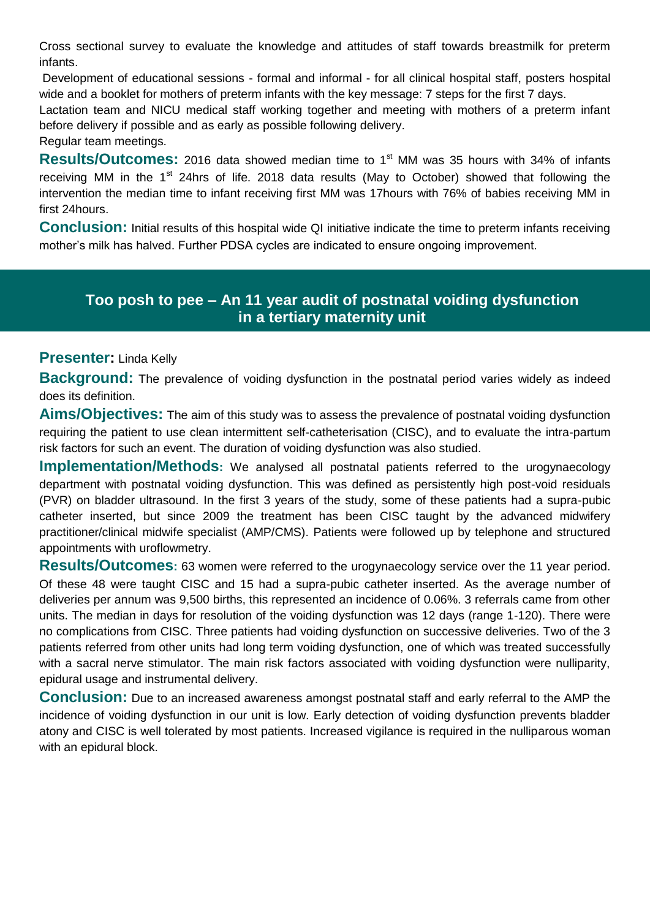Cross sectional survey to evaluate the knowledge and attitudes of staff towards breastmilk for preterm infants.

Development of educational sessions - formal and informal - for all clinical hospital staff, posters hospital wide and a booklet for mothers of preterm infants with the key message: 7 steps for the first 7 days.

Lactation team and NICU medical staff working together and meeting with mothers of a preterm infant before delivery if possible and as early as possible following delivery.

Regular team meetings.

**Results/Outcomes:** 2016 data showed median time to 1st MM was 35 hours with 34% of infants receiving MM in the 1st 24hrs of life. 2018 data results (May to October) showed that following the intervention the median time to infant receiving first MM was 17hours with 76% of babies receiving MM in first 24hours.

**Conclusion:** Initial results of this hospital wide QI initiative indicate the time to preterm infants receiving mother's milk has halved. Further PDSA cycles are indicated to ensure ongoing improvement.

## Too posh to pee – An 11 year audit of postnatal voiding dysfunction in a tertiary maternity unit

**Presenter:** Linda Kelly

**Background:** The prevalence of voiding dysfunction in the postnatal period varies widely as indeed does its definition.

**Aims/Objectives:** The aim of this study was to assess the prevalence of postnatal voiding dysfunction requiring the patient to use clean intermittent self-catheterisation (CISC), and to evaluate the intra-partum risk factors for such an event. The duration of voiding dysfunction was also studied.

**Implementation/Methods:** We analysed all postnatal patients referred to the urogynaecology department with postnatal voiding dysfunction. This was defined as persistently high post-void residuals (PVR) on bladder ultrasound. In the first 3 years of the study, some of these patients had a supra-pubic catheter inserted, but since 2009 the treatment has been CISC taught by the advanced midwifery practitioner/clinical midwife specialist (AMP/CMS). Patients were followed up by telephone and structured appointments with uroflowmetry.

**Results/Outcomes:** 63 women were referred to the urogynaecology service over the 11 year period. Of these 48 were taught CISC and 15 had a supra-pubic catheter inserted. As the average number of deliveries per annum was 9,500 births, this represented an incidence of 0.06%. 3 referrals came from other units. The median in days for resolution of the voiding dysfunction was 12 days (range 1-120). There were no complications from CISC. Three patients had voiding dysfunction on successive deliveries. Two of the 3 patients referred from other units had long term voiding dysfunction, one of which was treated successfully with a sacral nerve stimulator. The main risk factors associated with voiding dysfunction were nulliparity, epidural usage and instrumental delivery.

**Conclusion:** Due to an increased awareness amongst postnatal staff and early referral to the AMP the incidence of voiding dysfunction in our unit is low. Early detection of voiding dysfunction prevents bladder atony and CISC is well tolerated by most patients. Increased vigilance is required in the nulliparous woman with an epidural block.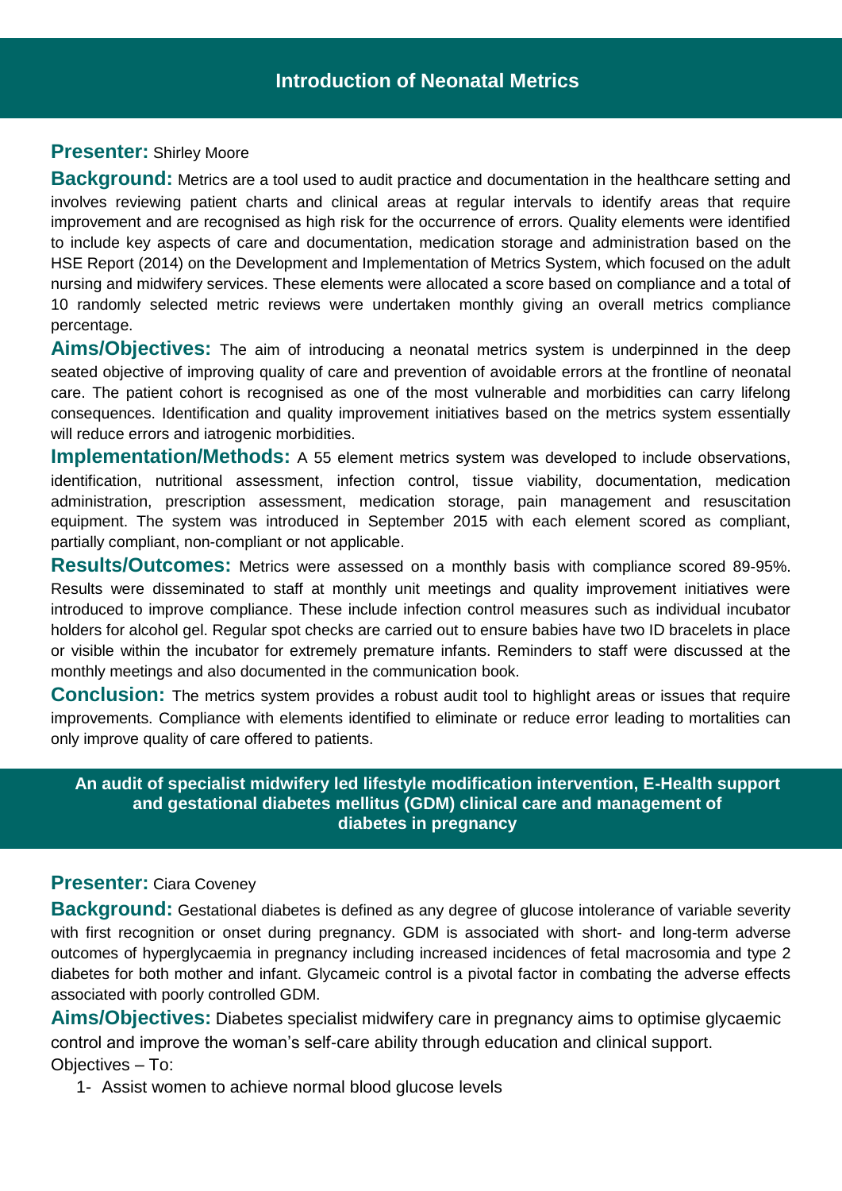## Introduction of Neonatal Metrics

**Presenter:** Shirley Moore

**Background:** Metrics are a tool used to audit practice and documentation in the healthcare setting and involves reviewing patient charts and clinical areas at regular intervals to identify areas that require improvement and are recognised as high risk for the occurrence of errors. Quality elements were identified to include key aspects of care and documentation, medication storage and administration based on the HSE Report (2014) on the Development and Implementation of Metrics System, which focused on the adult nursing and midwifery services. These elements were allocated a score based on compliance and a total of 10 randomly selected metric reviews were undertaken monthly giving an overall metrics compliance percentage.

**Aims/Objectives:** The aim of introducing a neonatal metrics system is underpinned in the deep seated objective of improving quality of care and prevention of avoidable errors at the frontline of neonatal care. The patient cohort is recognised as one of the most vulnerable and morbidities can carry lifelong consequences. Identification and quality improvement initiatives based on the metrics system essentially will reduce errors and iatrogenic morbidities.

**Implementation/Methods:** A 55 element metrics system was developed to include observations, identification, nutritional assessment, infection control, tissue viability, documentation, medication administration, prescription assessment, medication storage, pain management and resuscitation equipment. The system was introduced in September 2015 with each element scored as compliant, partially compliant, non-compliant or not applicable.

**Results/Outcomes:** Metrics were assessed on a monthly basis with compliance scored 89-95%. Results were disseminated to staff at monthly unit meetings and quality improvement initiatives were introduced to improve compliance. These include infection control measures such as individual incubator holders for alcohol gel. Regular spot checks are carried out to ensure babies have two ID bracelets in place or visible within the incubator for extremely premature infants. Reminders to staff were discussed at the monthly meetings and also documented in the communication book.

**Conclusion:** The metrics system provides a robust audit tool to highlight areas or issues that require improvements. Compliance with elements identified to eliminate or reduce error leading to mortalities can only improve quality of care offered to patients.

## An audit of specialist midwifery led lifestyle modification intervention, E-Health support and gestational diabetes mellitus (GDM) clinical care and management of diabetes in pregnancy

**Presenter:** Ciara Coveney

**Background:** Gestational diabetes is defined as any degree of glucose intolerance of variable severity with first recognition or onset during pregnancy. GDM is associated with short- and long-term adverse outcomes of hyperglycaemia in pregnancy including increased incidences of fetal macrosomia and type 2 diabetes for both mother and infant. Glycameic control is a pivotal factor in combating the adverse effects associated with poorly controlled GDM.

**Aims/Objectives:** Diabetes specialist midwifery care in pregnancy aims to optimise glycaemic control and improve the woman's self-care ability through education and clinical support.

Objectives – To:

1- Assist women to achieve normal blood glucose levels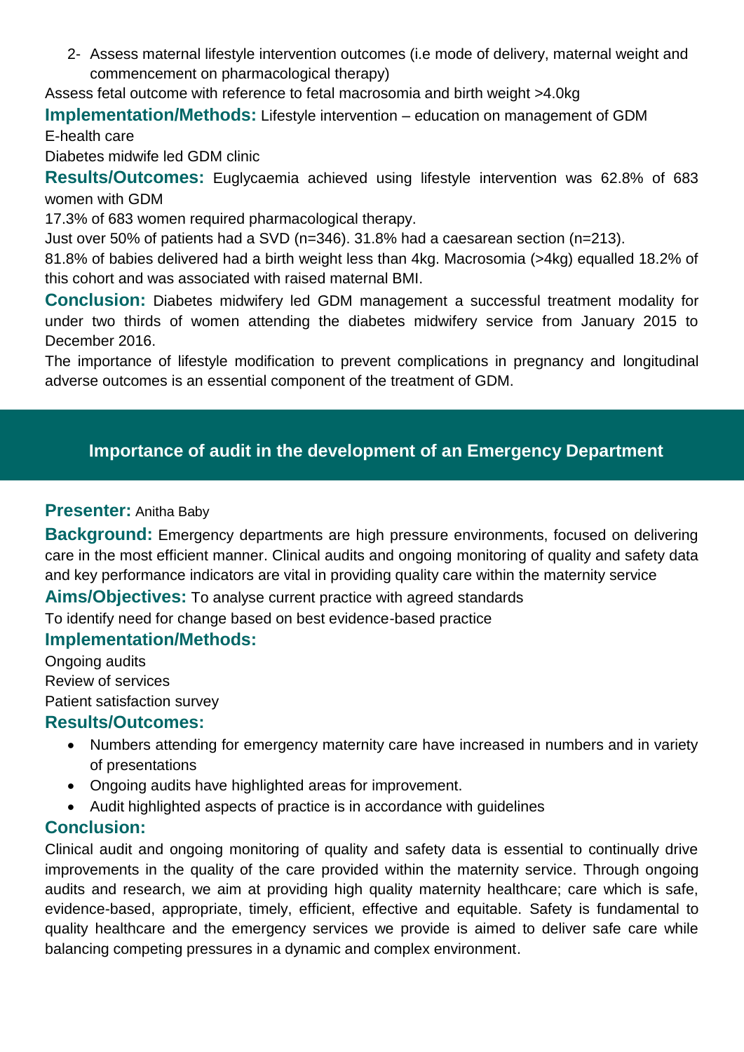2- Assess maternal lifestyle intervention outcomes (i.e mode of delivery, maternal weight and commencement on pharmacological therapy)

Assess fetal outcome with reference to fetal macrosomia and birth weight >4.0kg

**Implementation/Methods:** Lifestyle intervention – education on management of GDM

E-health care

Diabetes midwife led GDM clinic

**Results/Outcomes:** Euglycaemia achieved using lifestyle intervention was 62.8% of 683 women with GDM

17.3% of 683 women required pharmacological therapy.

Just over 50% of patients had a SVD (n=346). 31.8% had a caesarean section (n=213).

81.8% of babies delivered had a birth weight less than 4kg. Macrosomia (>4kg) equalled 18.2% of this cohort and was associated with raised maternal BMI.

**Conclusion:** Diabetes midwifery led GDM management a successful treatment modality for under two thirds of women attending the diabetes midwifery service from January 2015 to December 2016.

The importance of lifestyle modification to prevent complications in pregnancy and longitudinal adverse outcomes is an essential component of the treatment of GDM.

## Importance of audit in the development of an Emergency Department

**Presenter:** Anitha Baby

**Background:** Emergency departments are high pressure environments, focused on delivering care in the most efficient manner. Clinical audits and ongoing monitoring of quality and safety data and key performance indicators are vital in providing quality care within the maternity service

**Aims/Objectives:** To analyse current practice with agreed standards

To identify need for change based on best evidence-based practice

**Implementation/Methods:**

Ongoing audits

Review of services

Patient satisfaction survey

**Results/Outcomes:**

- Numbers attending for emergency maternity care have increased in numbers and in variety of presentations
- Ongoing audits have highlighted areas for improvement.
- Audit highlighted aspects of practice is in accordance with guidelines

**Conclusion:**

Clinical audit and ongoing monitoring of quality and safety data is essential to continually drive improvements in the quality of the care provided within the maternity service. Through ongoing audits and research, we aim at providing high quality maternity healthcare; care which is safe, evidence-based, appropriate, timely, efficient, effective and equitable. Safety is fundamental to quality healthcare and the emergency services we provide is aimed to deliver safe care while balancing competing pressures in a dynamic and complex environment.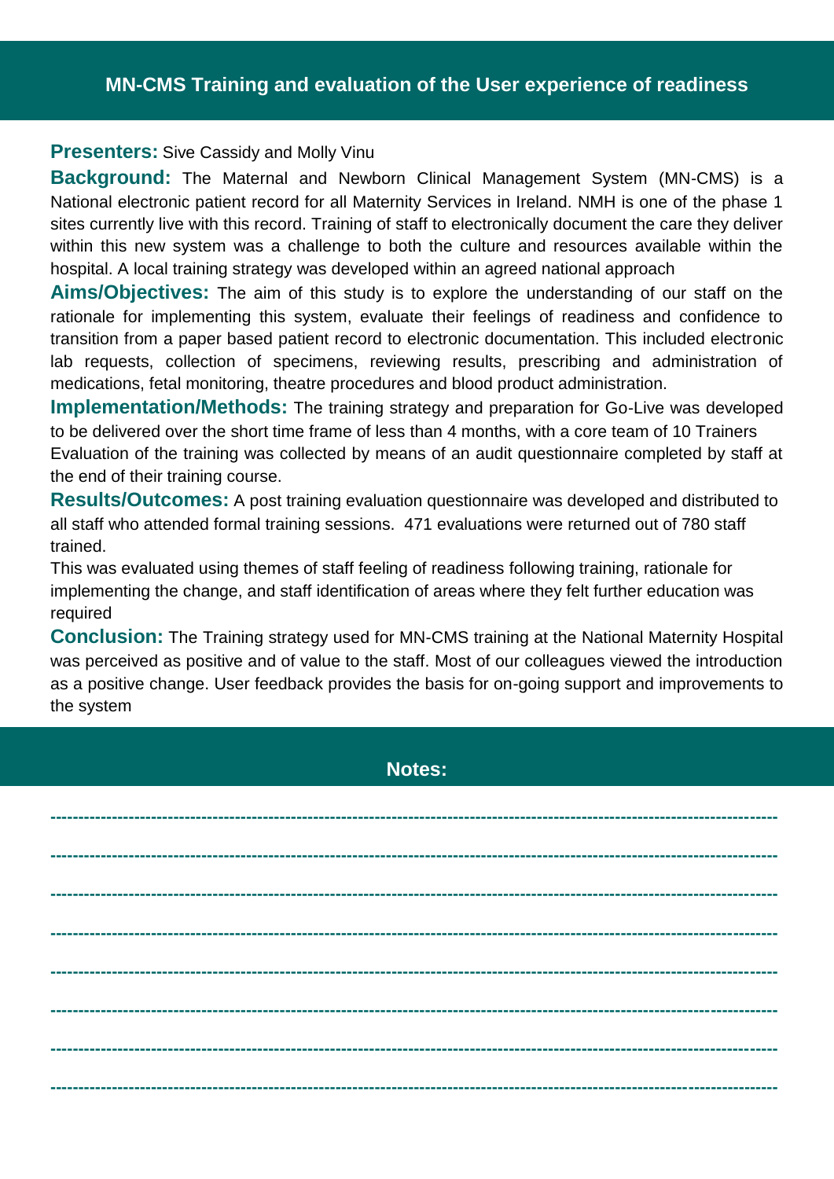## MN-CMS Training and evaluation of the User experience of readiness

**Presenters:** Sive Cassidy and Molly Vinu

**Background:** The Maternal and Newborn Clinical Management System (MN-CMS) is a National electronic patient record for all Maternity Services in Ireland. NMH is one of the phase 1 sites currently live with this record. Training of staff to electronically document the care they deliver within this new system was a challenge to both the culture and resources available within the hospital. A local training strategy was developed within an agreed national approach

**Aims/Objectives:** The aim of this study is to explore the understanding of our staff on the rationale for implementing this system, evaluate their feelings of readiness and confidence to transition from a paper based patient record to electronic documentation. This included electronic lab requests, collection of specimens, reviewing results, prescribing and administration of medications, fetal monitoring, theatre procedures and blood product administration.

**Implementation/Methods:** The training strategy and preparation for Go-Live was developed to be delivered over the short time frame of less than 4 months, with a core team of 10 Trainers Evaluation of the training was collected by means of an audit questionnaire completed by staff at the end of their training course.

**Results/Outcomes:** A post training evaluation questionnaire was developed and distributed to all staff who attended formal training sessions. 471 evaluations were returned out of 780 staff trained.

This was evaluated using themes of staff feeling of readiness following training, rationale for implementing the change, and staff identification of areas where they felt further education was required

**Conclusion:** The Training strategy used for MN-CMS training at the National Maternity Hospital was perceived as positive and of value to the staff. Most of our colleagues viewed the introduction as a positive change. User feedback provides the basis for on-going support and improvements to the system

## Notes:

---

---

---

---

---

---

---

---